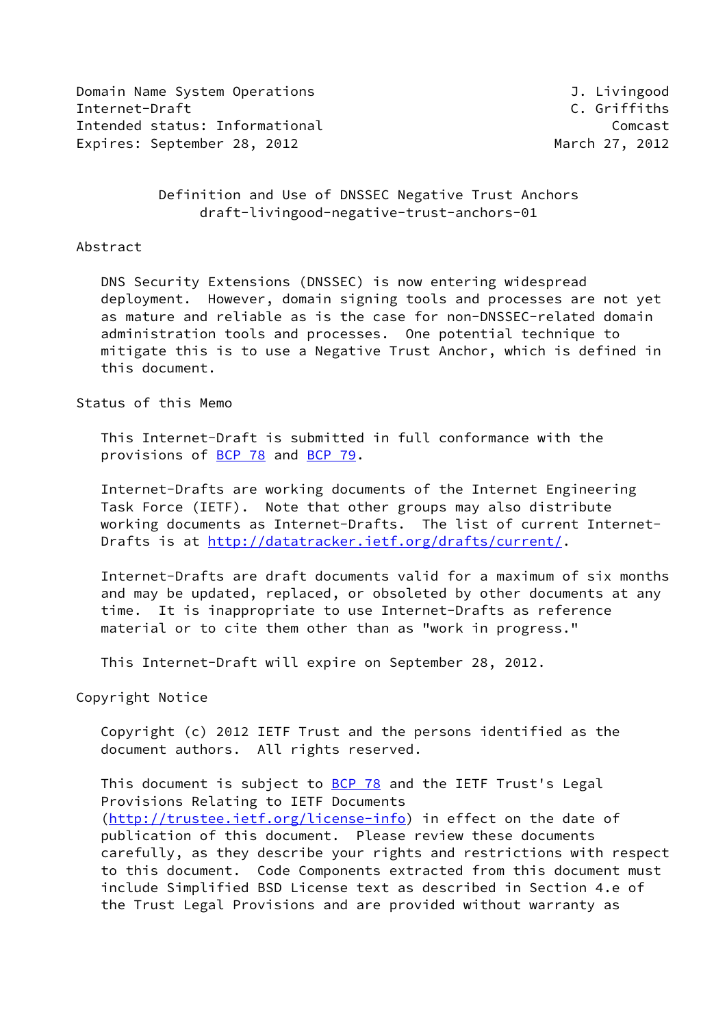Domain Name System Operations J. Livingood
Internet-Draft C. Griffiths
Intended status: Informational Comcast
Expires: September 28, 2012 March 27, 2012

# Definition and Use of DNSSEC Negative Trust Anchors
draft-livingood-negative-trust-anchors-01

## Abstract

DNS Security Extensions (DNSSEC) is now entering widespread deployment. However, domain signing tools and processes are not yet as mature and reliable as is the case for non-DNSSEC-related domain administration tools and processes. One potential technique to mitigate this is to use a Negative Trust Anchor, which is defined in this document.

## Status of this Memo

This Internet-Draft is submitted in full conformance with the provisions of BCP 78 and BCP 79.

Internet-Drafts are working documents of the Internet Engineering Task Force (IETF). Note that other groups may also distribute working documents as Internet-Drafts. The list of current Internet-Drafts is at http://datatracker.ietf.org/drafts/current/.

Internet-Drafts are draft documents valid for a maximum of six months and may be updated, replaced, or obsoleted by other documents at any time. It is inappropriate to use Internet-Drafts as reference material or to cite them other than as "work in progress."

This Internet-Draft will expire on September 28, 2012.

## Copyright Notice

Copyright (c) 2012 IETF Trust and the persons identified as the document authors. All rights reserved.

This document is subject to BCP 78 and the IETF Trust's Legal Provisions Relating to IETF Documents (http://trustee.ietf.org/license-info) in effect on the date of publication of this document. Please review these documents carefully, as they describe your rights and restrictions with respect to this document. Code Components extracted from this document must include Simplified BSD License text as described in Section 4.e of the Trust Legal Provisions and are provided without warranty as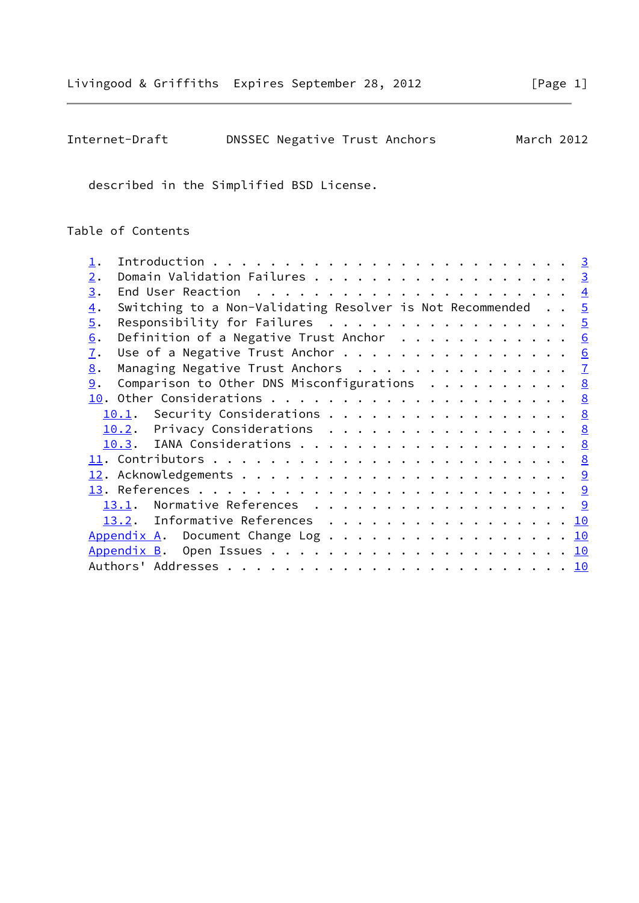described in the Simplified BSD License.

## Table of Contents

1. Introduction . . . . . . . . . . . . . . . . . . . . . . . . 3
2. Domain Validation Failures . . . . . . . . . . . . . . . . . 3
3. End User Reaction . . . . . . . . . . . . . . . . . . . . . 4
4. Switching to a Non-Validating Resolver is Not Recommended . . 5
5. Responsibility for Failures . . . . . . . . . . . . . . . . 5
6. Definition of a Negative Trust Anchor . . . . . . . . . . . 6
7. Use of a Negative Trust Anchor . . . . . . . . . . . . . . . 6
8. Managing Negative Trust Anchors . . . . . . . . . . . . . . 7
9. Comparison to Other DNS Misconfigurations . . . . . . . . . 8
10. Other Considerations . . . . . . . . . . . . . . . . . . . . 8
    10.1. Security Considerations . . . . . . . . . . . . . . . . 8
    10.2. Privacy Considerations . . . . . . . . . . . . . . . . 8
    10.3. IANA Considerations . . . . . . . . . . . . . . . . . . 8
11. Contributors . . . . . . . . . . . . . . . . . . . . . . . . 8
12. Acknowledgements . . . . . . . . . . . . . . . . . . . . . . 9
13. References . . . . . . . . . . . . . . . . . . . . . . . . . 9
    13.1. Normative References . . . . . . . . . . . . . . . . . 9
    13.2. Informative References . . . . . . . . . . . . . . . . 10

Appendix A. Document Change Log . . . . . . . . . . . . . . . . 10
Appendix B. Open Issues . . . . . . . . . . . . . . . . . . . . 10
Authors' Addresses . . . . . . . . . . . . . . . . . . . . . . . 10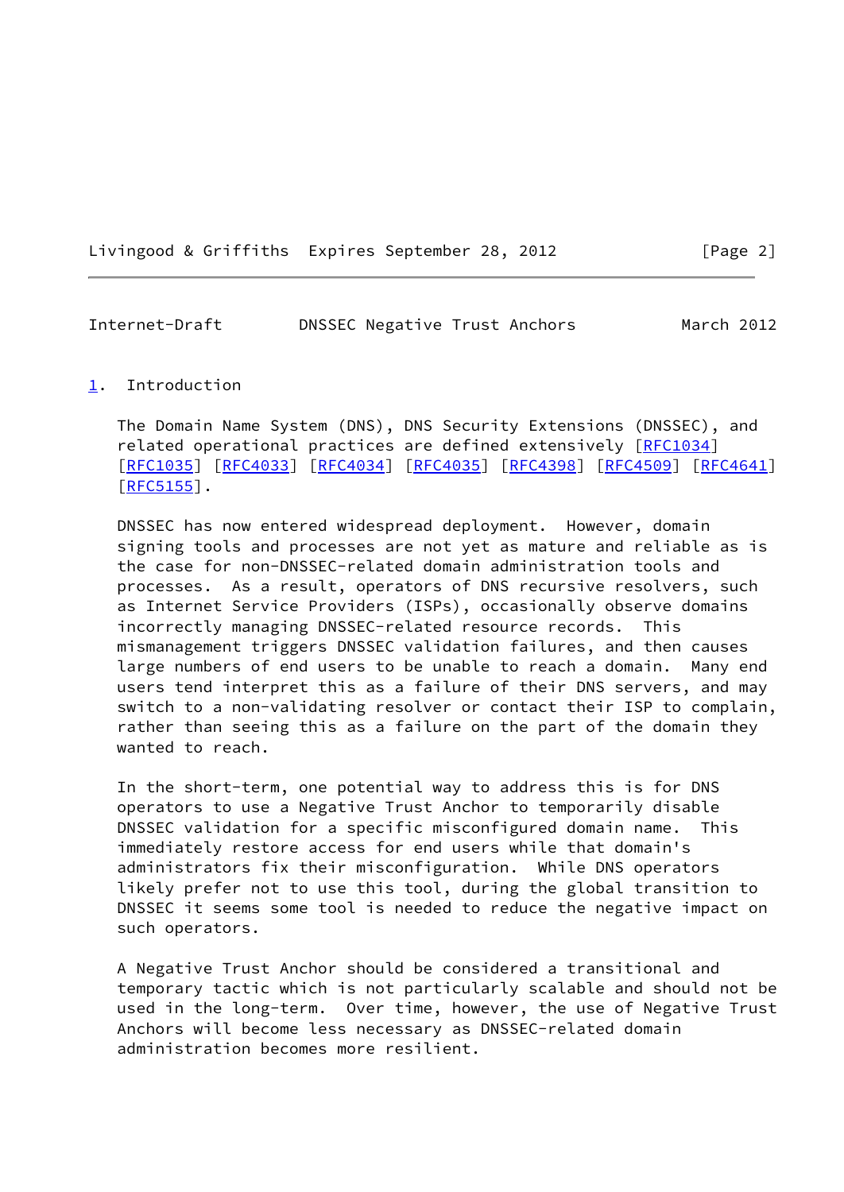## 1. Introduction

The Domain Name System (DNS), DNS Security Extensions (DNSSEC), and related operational practices are defined extensively [RFC1034] [RFC1035] [RFC4033] [RFC4034] [RFC4035] [RFC4398] [RFC4509] [RFC4641] [RFC5155].

DNSSEC has now entered widespread deployment. However, domain signing tools and processes are not yet as mature and reliable as is the case for non-DNSSEC-related domain administration tools and processes. As a result, operators of DNS recursive resolvers, such as Internet Service Providers (ISPs), occasionally observe domains incorrectly managing DNSSEC-related resource records. This mismanagement triggers DNSSEC validation failures, and then causes large numbers of end users to be unable to reach a domain. Many end users tend interpret this as a failure of their DNS servers, and may switch to a non-validating resolver or contact their ISP to complain, rather than seeing this as a failure on the part of the domain they wanted to reach.

In the short-term, one potential way to address this is for DNS operators to use a Negative Trust Anchor to temporarily disable DNSSEC validation for a specific misconfigured domain name. This immediately restore access for end users while that domain's administrators fix their misconfiguration. While DNS operators likely prefer not to use this tool, during the global transition to DNSSEC it seems some tool is needed to reduce the negative impact on such operators.

A Negative Trust Anchor should be considered a transitional and temporary tactic which is not particularly scalable and should not be used in the long-term. Over time, however, the use of Negative Trust Anchors will become less necessary as DNSSEC-related domain administration becomes more resilient.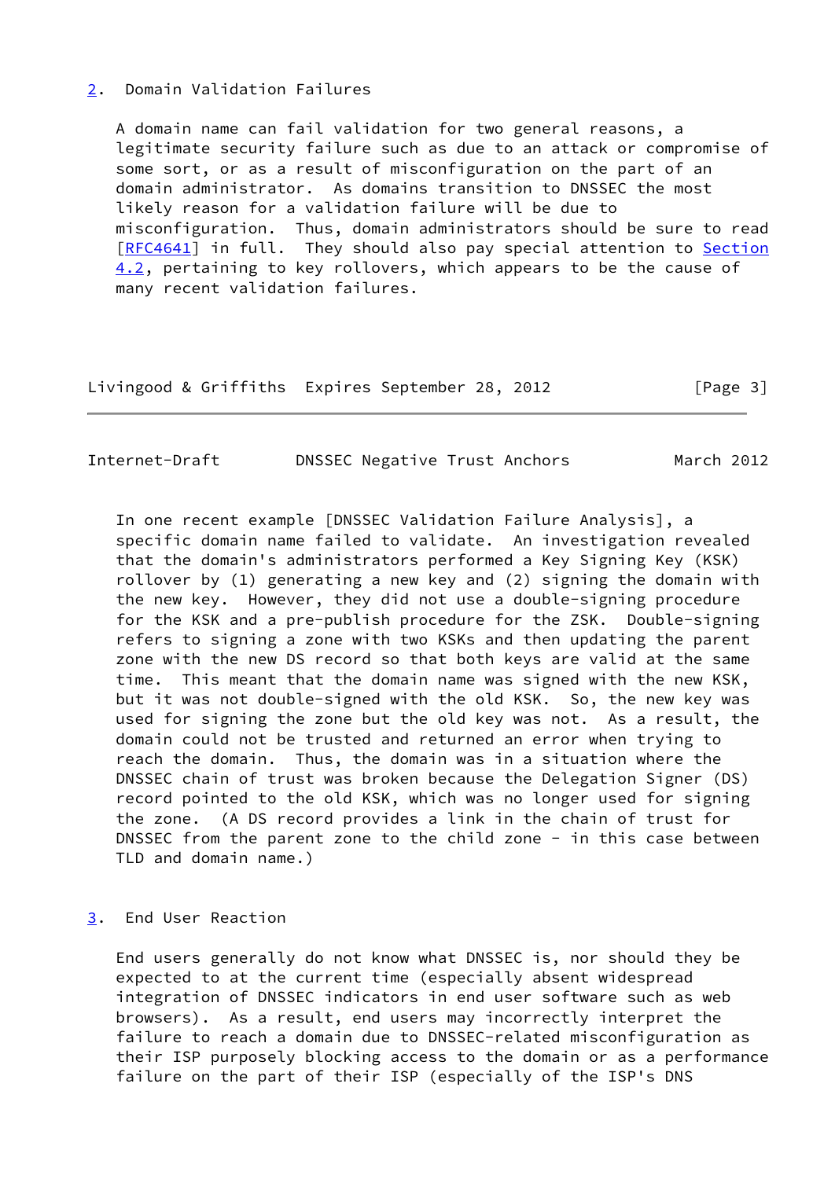## 2. Domain Validation Failures

A domain name can fail validation for two general reasons, a legitimate security failure such as due to an attack or compromise of some sort, or as a result of misconfiguration on the part of an domain administrator. As domains transition to DNSSEC the most likely reason for a validation failure will be due to misconfiguration. Thus, domain administrators should be sure to read [RFC4641] in full. They should also pay special attention to Section 4.2, pertaining to key rollovers, which appears to be the cause of many recent validation failures.

In one recent example [DNSSEC Validation Failure Analysis], a specific domain name failed to validate. An investigation revealed that the domain's administrators performed a Key Signing Key (KSK) rollover by (1) generating a new key and (2) signing the domain with the new key. However, they did not use a double-signing procedure for the KSK and a pre-publish procedure for the ZSK. Double-signing refers to signing a zone with two KSKs and then updating the parent zone with the new DS record so that both keys are valid at the same time. This meant that the domain name was signed with the new KSK, but it was not double-signed with the old KSK. So, the new key was used for signing the zone but the old key was not. As a result, the domain could not be trusted and returned an error when trying to reach the domain. Thus, the domain was in a situation where the DNSSEC chain of trust was broken because the Delegation Signer (DS) record pointed to the old KSK, which was no longer used for signing the zone. (A DS record provides a link in the chain of trust for DNSSEC from the parent zone to the child zone - in this case between TLD and domain name.)

## 3. End User Reaction

End users generally do not know what DNSSEC is, nor should they be expected to at the current time (especially absent widespread integration of DNSSEC indicators in end user software such as web browsers). As a result, end users may incorrectly interpret the failure to reach a domain due to DNSSEC-related misconfiguration as their ISP purposely blocking access to the domain or as a performance failure on the part of their ISP (especially of the ISP's DNS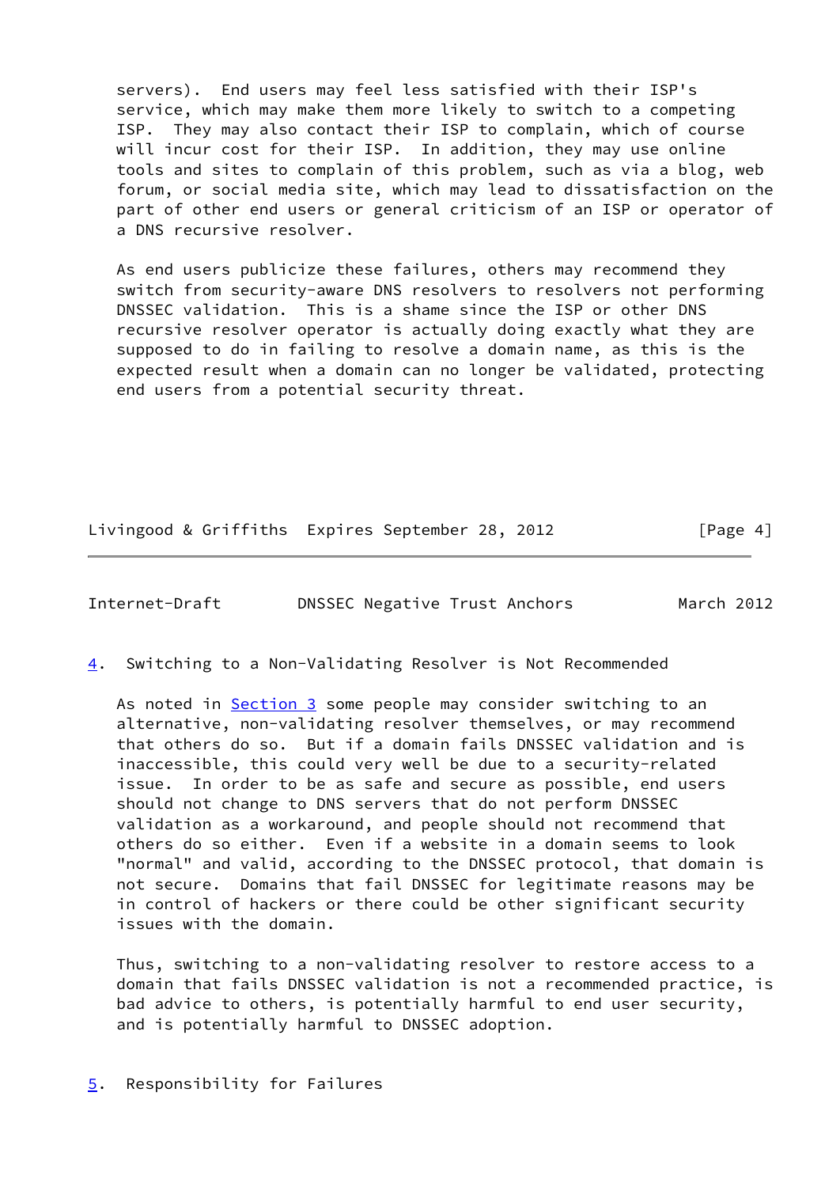servers). End users may feel less satisfied with their ISP's service, which may make them more likely to switch to a competing ISP. They may also contact their ISP to complain, which of course will incur cost for their ISP. In addition, they may use online tools and sites to complain of this problem, such as via a blog, web forum, or social media site, which may lead to dissatisfaction on the part of other end users or general criticism of an ISP or operator of a DNS recursive resolver.

As end users publicize these failures, others may recommend they switch from security-aware DNS resolvers to resolvers not performing DNSSEC validation. This is a shame since the ISP or other DNS recursive resolver operator is actually doing exactly what they are supposed to do in failing to resolve a domain name, as this is the expected result when a domain can no longer be validated, protecting end users from a potential security threat.

## 4. Switching to a Non-Validating Resolver is Not Recommended

As noted in Section 3 some people may consider switching to an alternative, non-validating resolver themselves, or may recommend that others do so. But if a domain fails DNSSEC validation and is inaccessible, this could very well be due to a security-related issue. In order to be as safe and secure as possible, end users should not change to DNS servers that do not perform DNSSEC validation as a workaround, and people should not recommend that others do so either. Even if a website in a domain seems to look "normal" and valid, according to the DNSSEC protocol, that domain is not secure. Domains that fail DNSSEC for legitimate reasons may be in control of hackers or there could be other significant security issues with the domain.

Thus, switching to a non-validating resolver to restore access to a domain that fails DNSSEC validation is not a recommended practice, is bad advice to others, is potentially harmful to end user security, and is potentially harmful to DNSSEC adoption.

## 5. Responsibility for Failures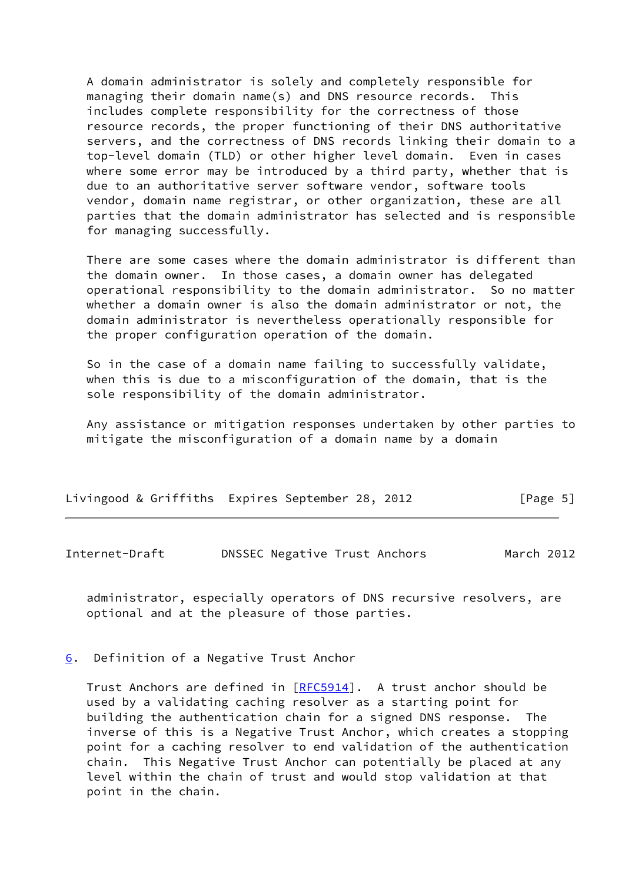A domain administrator is solely and completely responsible for managing their domain name(s) and DNS resource records. This includes complete responsibility for the correctness of those resource records, the proper functioning of their DNS authoritative servers, and the correctness of DNS records linking their domain to a top-level domain (TLD) or other higher level domain. Even in cases where some error may be introduced by a third party, whether that is due to an authoritative server software vendor, software tools vendor, domain name registrar, or other organization, these are all parties that the domain administrator has selected and is responsible for managing successfully.

There are some cases where the domain administrator is different than the domain owner. In those cases, a domain owner has delegated operational responsibility to the domain administrator. So no matter whether a domain owner is also the domain administrator or not, the domain administrator is nevertheless operationally responsible for the proper configuration operation of the domain.

So in the case of a domain name failing to successfully validate, when this is due to a misconfiguration of the domain, that is the sole responsibility of the domain administrator.

Any assistance or mitigation responses undertaken by other parties to mitigate the misconfiguration of a domain name by a domain administrator, especially operators of DNS recursive resolvers, are optional and at the pleasure of those parties.

## 6. Definition of a Negative Trust Anchor

Trust Anchors are defined in [RFC5914]. A trust anchor should be used by a validating caching resolver as a starting point for building the authentication chain for a signed DNS response. The inverse of this is a Negative Trust Anchor, which creates a stopping point for a caching resolver to end validation of the authentication chain. This Negative Trust Anchor can potentially be placed at any level within the chain of trust and would stop validation at that point in the chain.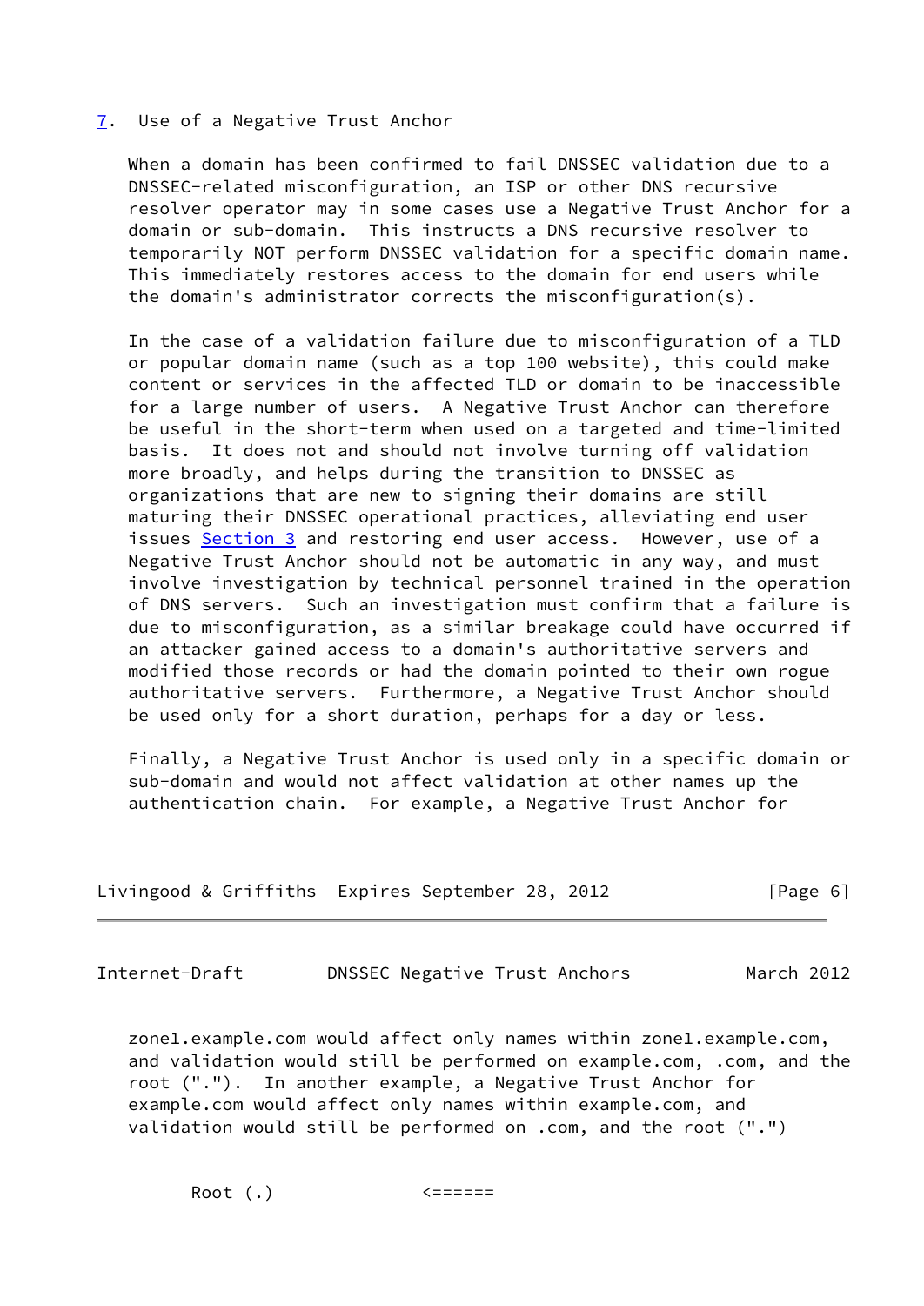## 7. Use of a Negative Trust Anchor

When a domain has been confirmed to fail DNSSEC validation due to a DNSSEC-related misconfiguration, an ISP or other DNS recursive resolver operator may in some cases use a Negative Trust Anchor for a domain or sub-domain. This instructs a DNS recursive resolver to temporarily NOT perform DNSSEC validation for a specific domain name. This immediately restores access to the domain for end users while the domain's administrator corrects the misconfiguration(s).

In the case of a validation failure due to misconfiguration of a TLD or popular domain name (such as a top 100 website), this could make content or services in the affected TLD or domain to be inaccessible for a large number of users. A Negative Trust Anchor can therefore be useful in the short-term when used on a targeted and time-limited basis. It does not and should not involve turning off validation more broadly, and helps during the transition to DNSSEC as organizations that are new to signing their domains are still maturing their DNSSEC operational practices, alleviating end user issues Section 3 and restoring end user access. However, use of a Negative Trust Anchor should not be automatic in any way, and must involve investigation by technical personnel trained in the operation of DNS servers. Such an investigation must confirm that a failure is due to misconfiguration, as a similar breakage could have occurred if an attacker gained access to a domain's authoritative servers and modified those records or had the domain pointed to their own rogue authoritative servers. Furthermore, a Negative Trust Anchor should be used only for a short duration, perhaps for a day or less.

Finally, a Negative Trust Anchor is used only in a specific domain or sub-domain and would not affect validation at other names up the authentication chain. For example, a Negative Trust Anchor for zone1.example.com would affect only names within zone1.example.com, and validation would still be performed on example.com, .com, and the root ("."). In another example, a Negative Trust Anchor for example.com would affect only names within example.com, and validation would still be performed on .com, and the root (".")

```
    Root (.)            <======
```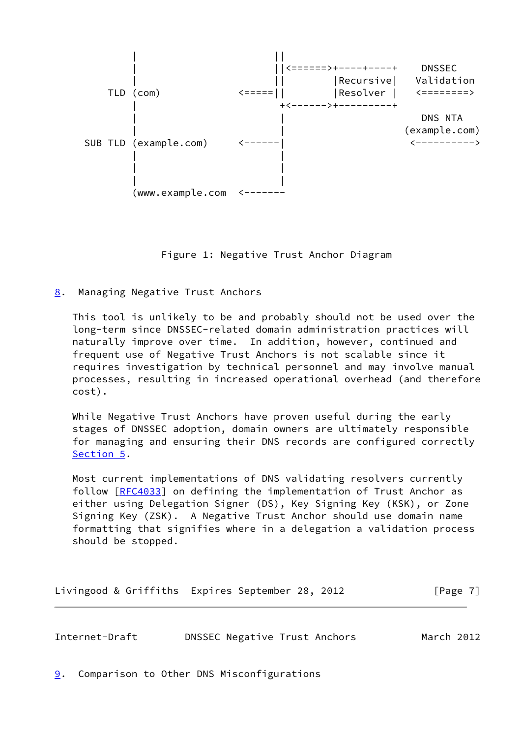```
          |                        ||
          |                        ||<======>+----+----+    DNSSEC
          |                        ||        |Recursive|   Validation
      TLD (com)              <=====||        |Resolver |   <========>
          |                         +<------>+---------+
          |                         |                        DNS NTA
          |                         |                     (example.com)
  SUB TLD (example.com)      <------|                      <---------->
          |                         |
          |                         |
          |                         |
          (www.example.com   <-------
```

Figure 1: Negative Trust Anchor Diagram

## 8. Managing Negative Trust Anchors

This tool is unlikely to be and probably should not be used over the long-term since DNSSEC-related domain administration practices will naturally improve over time. In addition, however, continued and frequent use of Negative Trust Anchors is not scalable since it requires investigation by technical personnel and may involve manual processes, resulting in increased operational overhead (and therefore cost).

While Negative Trust Anchors have proven useful during the early stages of DNSSEC adoption, domain owners are ultimately responsible for managing and ensuring their DNS records are configured correctly Section 5.

Most current implementations of DNS validating resolvers currently follow [RFC4033] on defining the implementation of Trust Anchor as either using Delegation Signer (DS), Key Signing Key (KSK), or Zone Signing Key (ZSK). A Negative Trust Anchor should use domain name formatting that signifies where in a delegation a validation process should be stopped.

## 9. Comparison to Other DNS Misconfigurations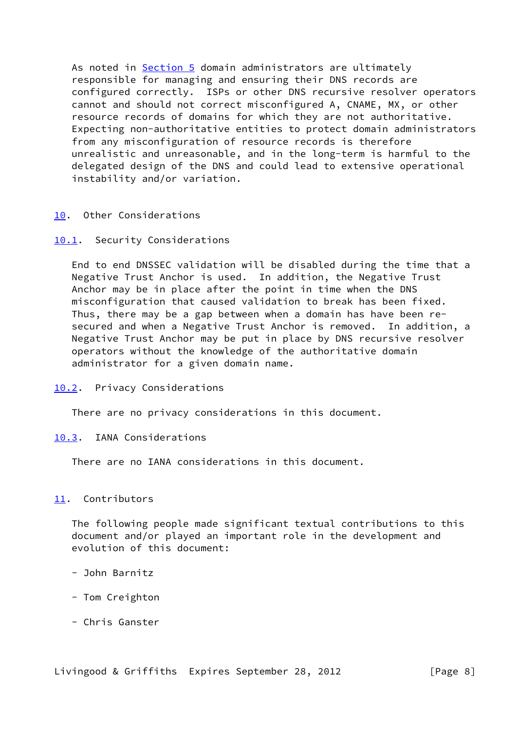As noted in Section 5 domain administrators are ultimately responsible for managing and ensuring their DNS records are configured correctly. ISPs or other DNS recursive resolver operators cannot and should not correct misconfigured A, CNAME, MX, or other resource records of domains for which they are not authoritative. Expecting non-authoritative entities to protect domain administrators from any misconfiguration of resource records is therefore unrealistic and unreasonable, and in the long-term is harmful to the delegated design of the DNS and could lead to extensive operational instability and/or variation.

## 10. Other Considerations

### 10.1. Security Considerations

End to end DNSSEC validation will be disabled during the time that a Negative Trust Anchor is used. In addition, the Negative Trust Anchor may be in place after the point in time when the DNS misconfiguration that caused validation to break has been fixed. Thus, there may be a gap between when a domain has have been re-secured and when a Negative Trust Anchor is removed. In addition, a Negative Trust Anchor may be put in place by DNS recursive resolver operators without the knowledge of the authoritative domain administrator for a given domain name.

### 10.2. Privacy Considerations

There are no privacy considerations in this document.

### 10.3. IANA Considerations

There are no IANA considerations in this document.

## 11. Contributors

The following people made significant textual contributions to this document and/or played an important role in the development and evolution of this document:

- John Barnitz

- Tom Creighton

- Chris Ganster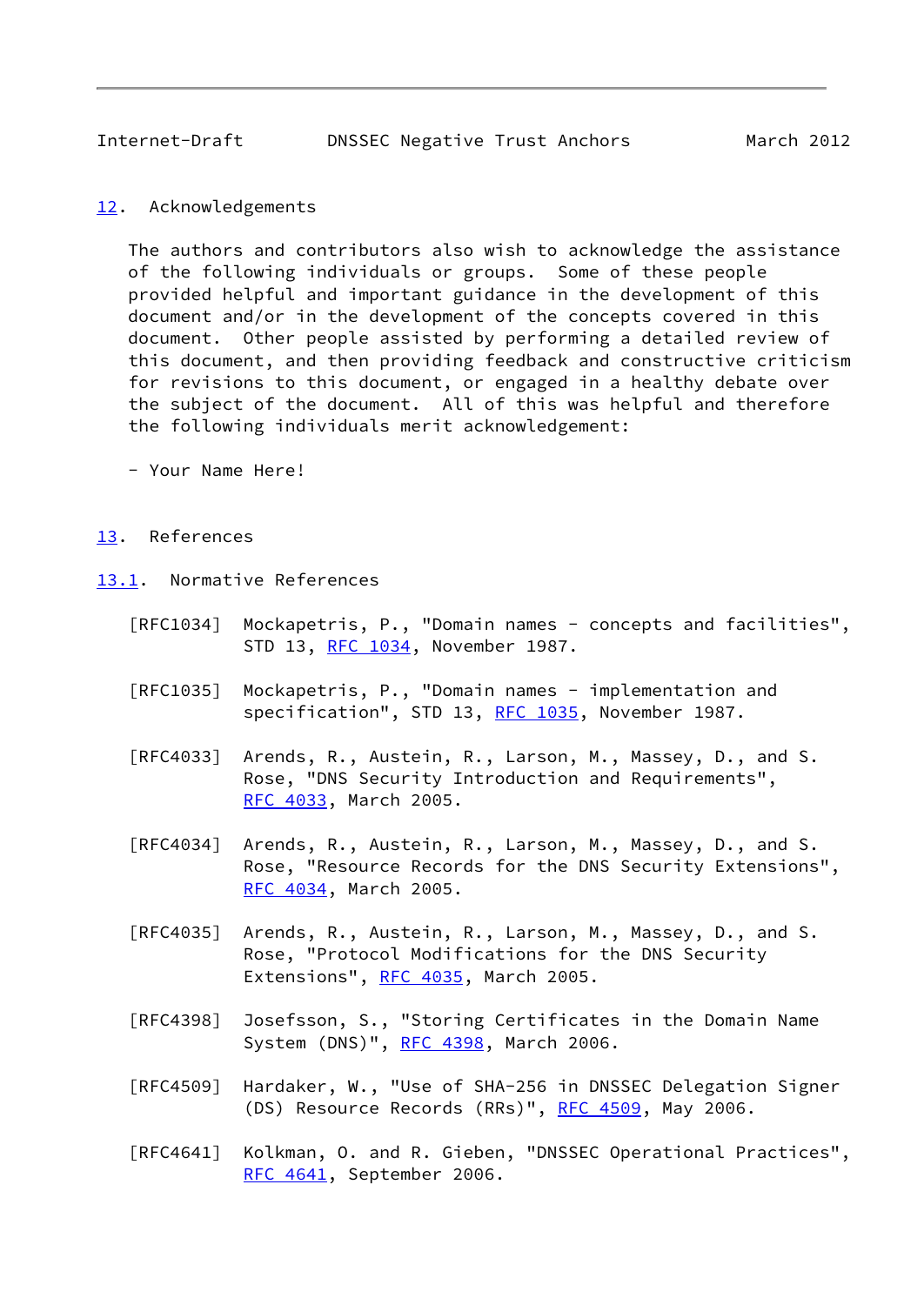## 12. Acknowledgements

The authors and contributors also wish to acknowledge the assistance of the following individuals or groups. Some of these people provided helpful and important guidance in the development of this document and/or in the development of the concepts covered in this document. Other people assisted by performing a detailed review of this document, and then providing feedback and constructive criticism for revisions to this document, or engaged in a healthy debate over the subject of the document. All of this was helpful and therefore the following individuals merit acknowledgement:

- Your Name Here!

## 13. References

### 13.1. Normative References

[RFC1034] Mockapetris, P., "Domain names - concepts and facilities", STD 13, RFC 1034, November 1987.

[RFC1035] Mockapetris, P., "Domain names - implementation and specification", STD 13, RFC 1035, November 1987.

[RFC4033] Arends, R., Austein, R., Larson, M., Massey, D., and S. Rose, "DNS Security Introduction and Requirements", RFC 4033, March 2005.

[RFC4034] Arends, R., Austein, R., Larson, M., Massey, D., and S. Rose, "Resource Records for the DNS Security Extensions", RFC 4034, March 2005.

[RFC4035] Arends, R., Austein, R., Larson, M., Massey, D., and S. Rose, "Protocol Modifications for the DNS Security Extensions", RFC 4035, March 2005.

[RFC4398] Josefsson, S., "Storing Certificates in the Domain Name System (DNS)", RFC 4398, March 2006.

[RFC4509] Hardaker, W., "Use of SHA-256 in DNSSEC Delegation Signer (DS) Resource Records (RRs)", RFC 4509, May 2006.

[RFC4641] Kolkman, O. and R. Gieben, "DNSSEC Operational Practices", RFC 4641, September 2006.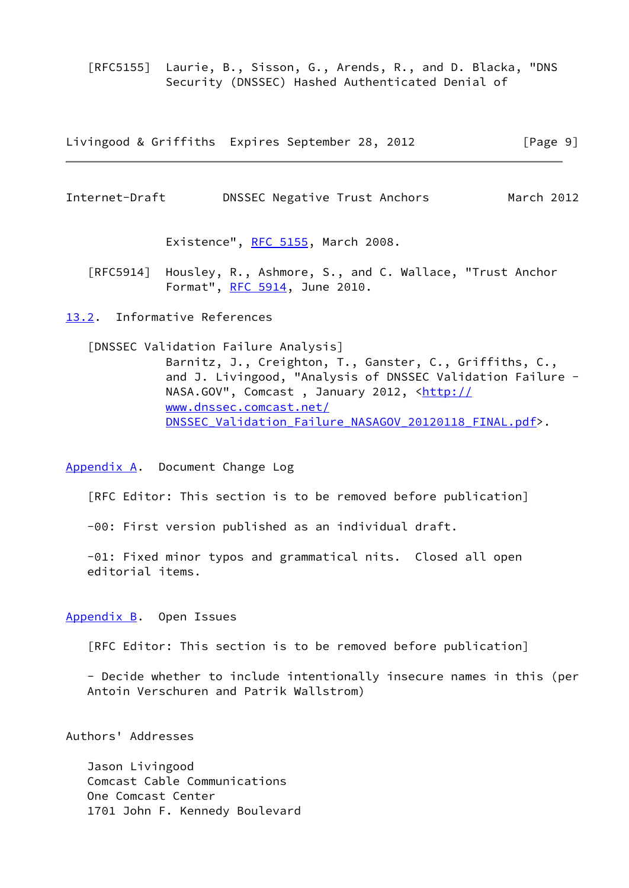[RFC5155] Laurie, B., Sisson, G., Arends, R., and D. Blacka, "DNS Security (DNSSEC) Hashed Authenticated Denial of Existence", RFC 5155, March 2008.

[RFC5914] Housley, R., Ashmore, S., and C. Wallace, "Trust Anchor Format", RFC 5914, June 2010.

### 13.2. Informative References

[DNSSEC Validation Failure Analysis]
Barnitz, J., Creighton, T., Ganster, C., Griffiths, C., and J. Livingood, "Analysis of DNSSEC Validation Failure - NASA.GOV", Comcast , January 2012, <http://www.dnssec.comcast.net/DNSSEC_Validation_Failure_NASAGOV_20120118_FINAL.pdf>.

## Appendix A. Document Change Log

[RFC Editor: This section is to be removed before publication]

-00: First version published as an individual draft.

-01: Fixed minor typos and grammatical nits. Closed all open editorial items.

## Appendix B. Open Issues

[RFC Editor: This section is to be removed before publication]

- Decide whether to include intentionally insecure names in this (per Antoin Verschuren and Patrik Wallstrom)

## Authors' Addresses

Jason Livingood
Comcast Cable Communications
One Comcast Center
1701 John F. Kennedy Boulevard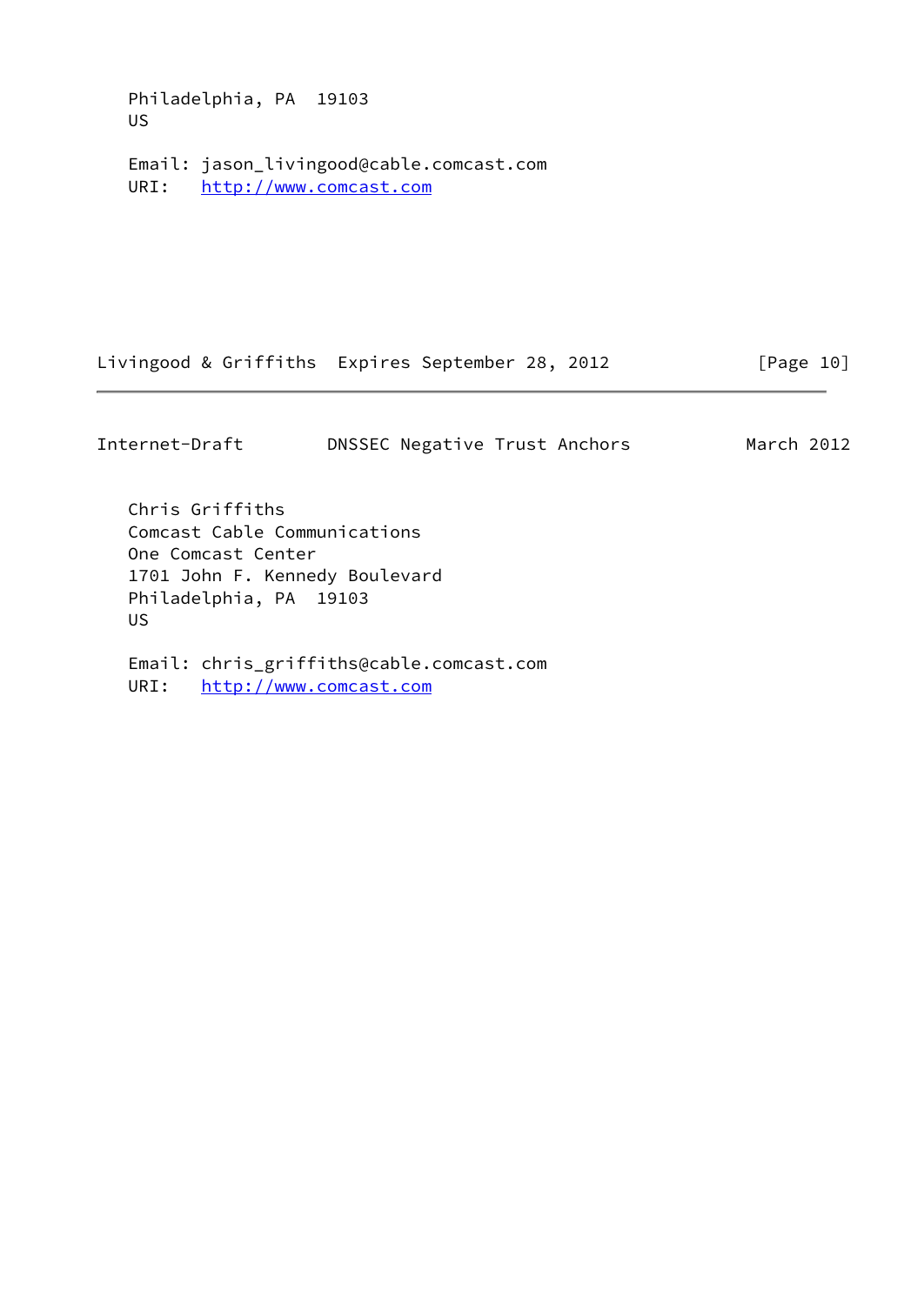Philadelphia, PA  19103
US

Email: jason_livingood@cable.comcast.com
URI:   http://www.comcast.com

Chris Griffiths
Comcast Cable Communications
One Comcast Center
1701 John F. Kennedy Boulevard
Philadelphia, PA  19103
US

Email: chris_griffiths@cable.comcast.com
URI:   http://www.comcast.com